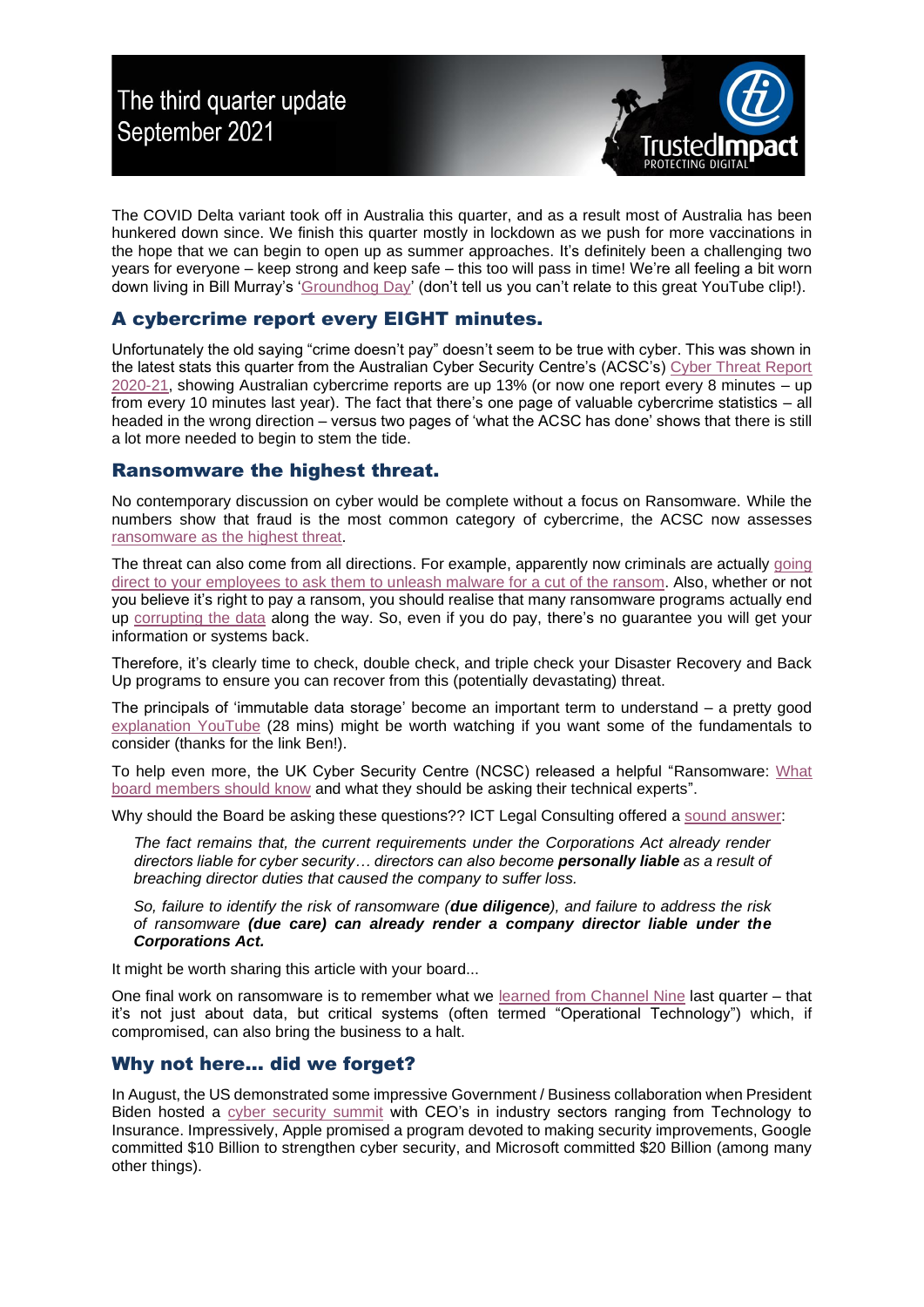# The third quarter update
September 2021

The COVID Delta variant took off in Australia this quarter, and as a result most of Australia has been hunkered down since. We finish this quarter mostly in lockdown as we push for more vaccinations in the hope that we can begin to open up as summer approaches. It's definitely been a challenging two years for everyone – keep strong and keep safe – this too will pass in time! We're all feeling a bit worn down living in Bill Murray's 'Groundhog Day' (don't tell us you can't relate to this great YouTube clip!).

## A cybercrime report every EIGHT minutes.

Unfortunately the old saying "crime doesn't pay" doesn't seem to be true with cyber. This was shown in the latest stats this quarter from the Australian Cyber Security Centre's (ACSC's) Cyber Threat Report 2020-21, showing Australian cybercrime reports are up 13% (or now one report every 8 minutes – up from every 10 minutes last year). The fact that there's one page of valuable cybercrime statistics – all headed in the wrong direction – versus two pages of 'what the ACSC has done' shows that there is still a lot more needed to begin to stem the tide.

## Ransomware the highest threat.

No contemporary discussion on cyber would be complete without a focus on Ransomware. While the numbers show that fraud is the most common category of cybercrime, the ACSC now assesses ransomware as the highest threat.

The threat can also come from all directions. For example, apparently now criminals are actually going direct to your employees to ask them to unleash malware for a cut of the ransom. Also, whether or not you believe it's right to pay a ransom, you should realise that many ransomware programs actually end up corrupting the data along the way. So, even if you do pay, there's no guarantee you will get your information or systems back.

Therefore, it's clearly time to check, double check, and triple check your Disaster Recovery and Back Up programs to ensure you can recover from this (potentially devastating) threat.

The principals of 'immutable data storage' become an important term to understand – a pretty good explanation YouTube (28 mins) might be worth watching if you want some of the fundamentals to consider (thanks for the link Ben!).

To help even more, the UK Cyber Security Centre (NCSC) released a helpful "Ransomware: What board members should know and what they should be asking their technical experts".

Why should the Board be asking these questions?? ICT Legal Consulting offered a sound answer:

> *The fact remains that, the current requirements under the Corporations Act already render directors liable for cyber security… directors can also become **personally liable** as a result of breaching director duties that caused the company to suffer loss.*
>
> *So, failure to identify the risk of ransomware (**due diligence**), and failure to address the risk of ransomware **(due care) can already render a company director liable under the Corporations Act.***

It might be worth sharing this article with your board...

One final work on ransomware is to remember what we learned from Channel Nine last quarter – that it's not just about data, but critical systems (often termed "Operational Technology") which, if compromised, can also bring the business to a halt.

## Why not here... did we forget?

In August, the US demonstrated some impressive Government / Business collaboration when President Biden hosted a cyber security summit with CEO's in industry sectors ranging from Technology to Insurance. Impressively, Apple promised a program devoted to making security improvements, Google committed $10 Billion to strengthen cyber security, and Microsoft committed $20 Billion (among many other things).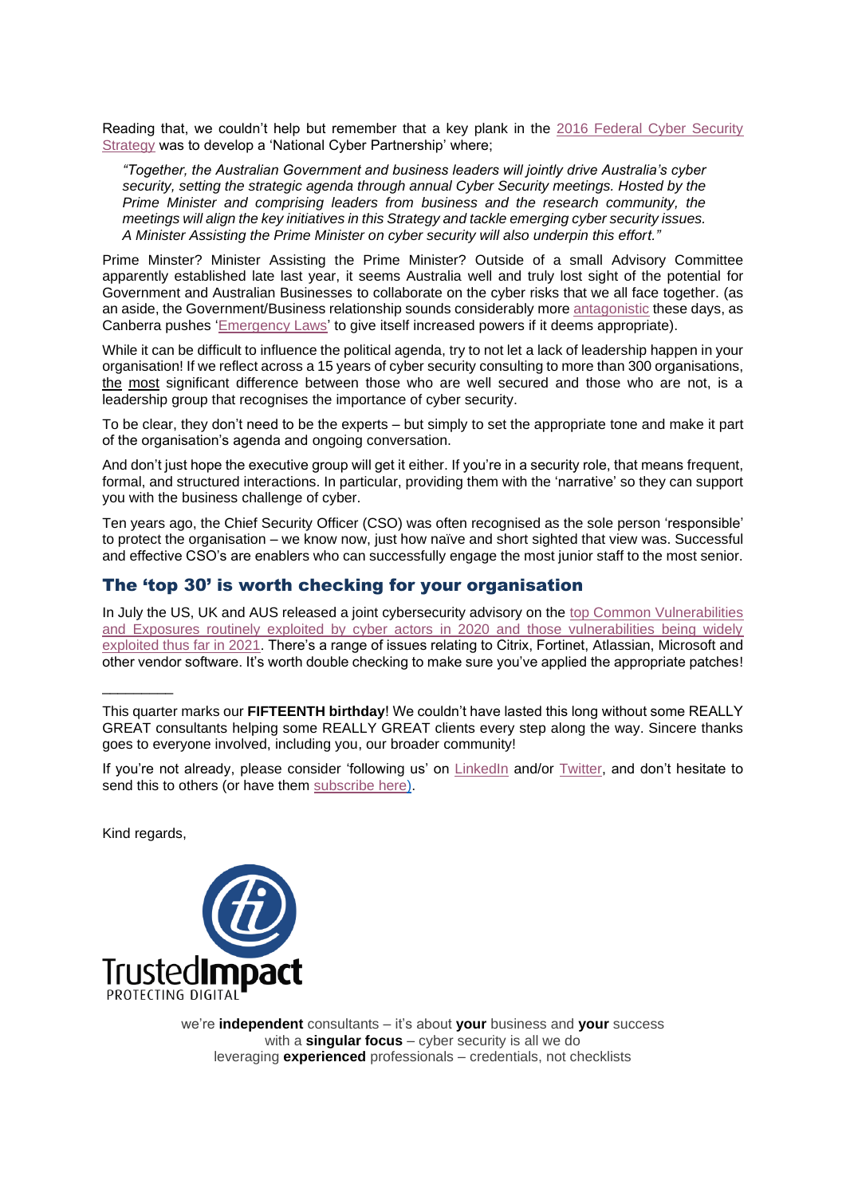Reading that, we couldn't help but remember that a key plank in the 2016 Federal Cyber Security Strategy was to develop a 'National Cyber Partnership' where;

> *"Together, the Australian Government and business leaders will jointly drive Australia's cyber security, setting the strategic agenda through annual Cyber Security meetings. Hosted by the Prime Minister and comprising leaders from business and the research community, the meetings will align the key initiatives in this Strategy and tackle emerging cyber security issues. A Minister Assisting the Prime Minister on cyber security will also underpin this effort."*

Prime Minster? Minister Assisting the Prime Minister? Outside of a small Advisory Committee apparently established late last year, it seems Australia well and truly lost sight of the potential for Government and Australian Businesses to collaborate on the cyber risks that we all face together. (as an aside, the Government/Business relationship sounds considerably more antagonistic these days, as Canberra pushes 'Emergency Laws' to give itself increased powers if it deems appropriate).

While it can be difficult to influence the political agenda, try to not let a lack of leadership happen in your organisation! If we reflect across a 15 years of cyber security consulting to more than 300 organisations, the most significant difference between those who are well secured and those who are not, is a leadership group that recognises the importance of cyber security.

To be clear, they don't need to be the experts – but simply to set the appropriate tone and make it part of the organisation's agenda and ongoing conversation.

And don't just hope the executive group will get it either. If you're in a security role, that means frequent, formal, and structured interactions. In particular, providing them with the 'narrative' so they can support you with the business challenge of cyber.

Ten years ago, the Chief Security Officer (CSO) was often recognised as the sole person 'responsible' to protect the organisation – we know now, just how naïve and short sighted that view was. Successful and effective CSO's are enablers who can successfully engage the most junior staff to the most senior.

## The 'top 30' is worth checking for your organisation

In July the US, UK and AUS released a joint cybersecurity advisory on the top Common Vulnerabilities and Exposures routinely exploited by cyber actors in 2020 and those vulnerabilities being widely exploited thus far in 2021. There's a range of issues relating to Citrix, Fortinet, Atlassian, Microsoft and other vendor software. It's worth double checking to make sure you've applied the appropriate patches!

---

This quarter marks our **FIFTEENTH birthday**! We couldn't have lasted this long without some REALLY GREAT consultants helping some REALLY GREAT clients every step along the way. Sincere thanks goes to everyone involved, including you, our broader community!

If you're not already, please consider 'following us' on LinkedIn and/or Twitter, and don't hesitate to send this to others (or have them subscribe here).

Kind regards,

TrustedImpact
PROTECTING DIGITAL

we're **independent** consultants – it's about **your** business and **your** success
with a **singular focus** – cyber security is all we do
leveraging **experienced** professionals – credentials, not checklists